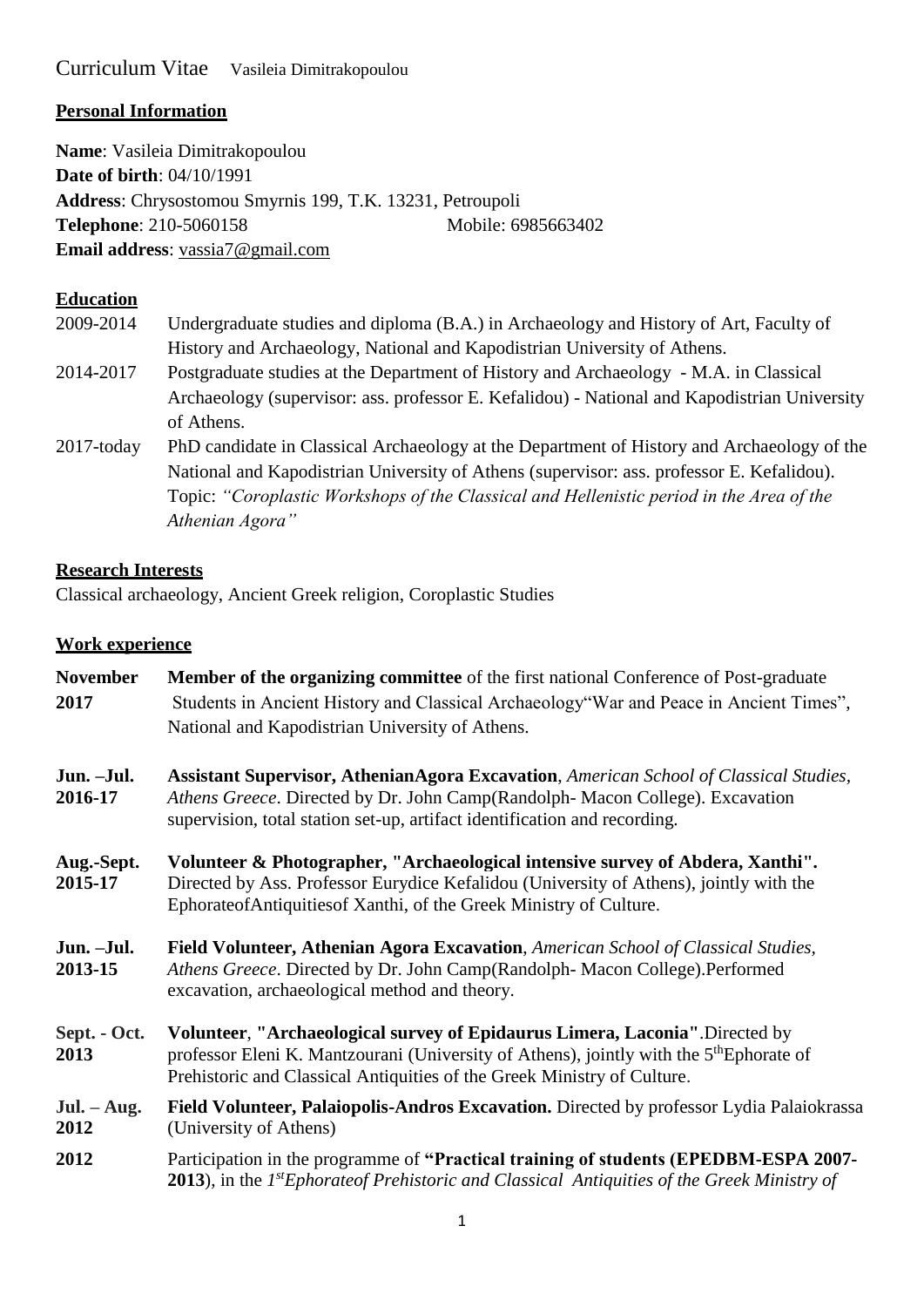Curriculum Vitae Vasileia Dimitrakopoulou

## Personal Information

**Name**: Vasileia Dimitrakopoulou
**Date of birth**: 04/10/1991
**Address**: Chrysostomou Smyrnis 199, T.K. 13231, Petroupoli
**Telephone**: 210-5060158 Mobile: 6985663402
**Email address**: vassia7@gmail.com

## Education

2009-2014 Undergraduate studies and diploma (B.A.) in Archaeology and History of Art, Faculty of History and Archaeology, National and Kapodistrian University of Athens.

2014-2017 Postgraduate studies at the Department of History and Archaeology - M.A. in Classical Archaeology (supervisor: ass. professor E. Kefalidou) - National and Kapodistrian University of Athens.

2017-today PhD candidate in Classical Archaeology at the Department of History and Archaeology of the National and Kapodistrian University of Athens (supervisor: ass. professor E. Kefalidou). Topic: *"Coroplastic Workshops of the Classical and Hellenistic period in the Area of the Athenian Agora"*

## Research Interests

Classical archaeology, Ancient Greek religion, Coroplastic Studies

## Work experience

**November 2017** **Member of the organizing committee** of the first national Conference of Post-graduate Students in Ancient History and Classical Archaeology"War and Peace in Ancient Times", National and Kapodistrian University of Athens.

**Jun. –Jul. 2016-17** **Assistant Supervisor, AthenianAgora Excavation**, *American School of Classical Studies, Athens Greece*. Directed by Dr. John Camp(Randolph- Macon College). Excavation supervision, total station set-up, artifact identification and recording.

**Aug.-Sept. 2015-17** **Volunteer & Photographer, "Archaeological intensive survey of Abdera, Xanthi".** Directed by Ass. Professor Eurydice Kefalidou (University of Athens), jointly with the EphorateofAntiquitiesof Xanthi, of the Greek Ministry of Culture.

**Jun. –Jul. 2013-15** **Field Volunteer, Athenian Agora Excavation**, *American School of Classical Studies, Athens Greece*. Directed by Dr. John Camp(Randolph- Macon College).Performed excavation, archaeological method and theory.

**Sept. - Oct. 2013** **Volunteer**, **"Archaeological survey of Epidaurus Limera, Laconia"**.Directed by professor Eleni K. Mantzourani (University of Athens), jointly with the 5thEphorate of Prehistoric and Classical Antiquities of the Greek Ministry of Culture.

**Jul. – Aug. 2012** **Field Volunteer, Palaiopolis-Andros Excavation.** Directed by professor Lydia Palaiokrassa (University of Athens)

**2012** Participation in the programme of **"Practical training of students (EPEDBM-ESPA 2007-2013**), in the *1stEphorateof Prehistoric and Classical Antiquities of the Greek Ministry of*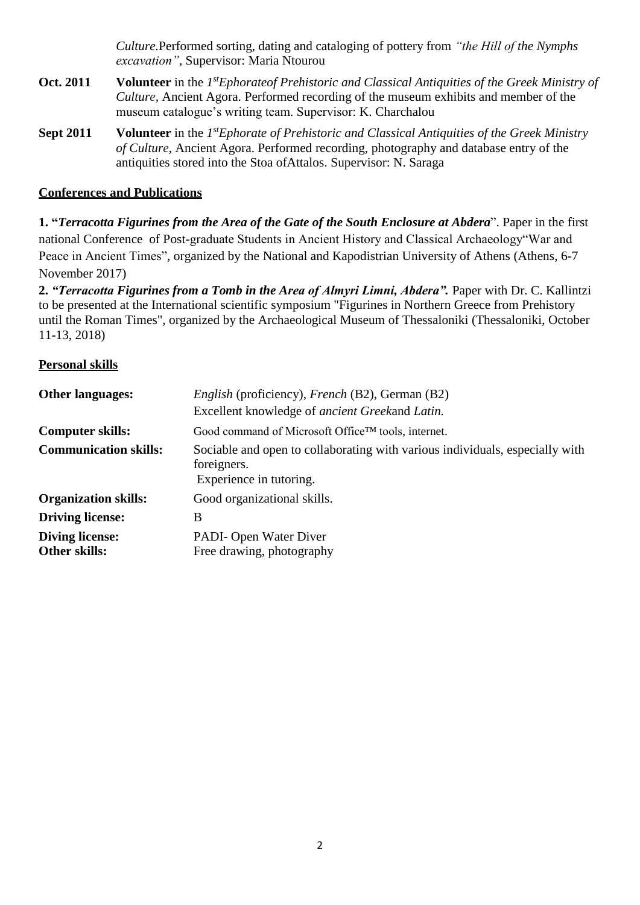*Culture*.Performed sorting, dating and cataloging of pottery from *"the Hill of the Nymphs excavation"*, Supervisor: Maria Ntourou

**Oct. 2011** **Volunteer** in the *1st Ephorateof Prehistoric and Classical Antiquities of the Greek Ministry of Culture*, Ancient Agora. Performed recording of the museum exhibits and member of the museum catalogue's writing team. Supervisor: K. Charchalou

**Sept 2011** **Volunteer** in the *1st Ephorate of Prehistoric and Classical Antiquities of the Greek Ministry of Culture*, Ancient Agora. Performed recording, photography and database entry of the antiquities stored into the Stoa ofAttalos. Supervisor: N. Saraga

## Conferences and Publications

**1. "*Terracotta Figurines from the Area of the Gate of the South Enclosure at Abdera*"**. Paper in the first national Conference of Post-graduate Students in Ancient History and Classical Archaeology"War and Peace in Ancient Times", organized by the National and Kapodistrian University of Athens (Athens, 6-7 November 2017)

**2. *"Terracotta Figurines from a Tomb in the Area of Almyri Limni, Abdera".*** Paper with Dr. C. Kallintzi to be presented at the International scientific symposium "Figurines in Northern Greece from Prehistory until the Roman Times", organized by the Archaeological Museum of Thessaloniki (Thessaloniki, October 11-13, 2018)

## Personal skills

| | |
|---|---|
| **Other languages:** | *English* (proficiency), *French* (B2), German (B2)<br>Excellent knowledge of *ancient Greek*and *Latin.* |
| **Computer skills:** | Good command of Microsoft Office™ tools, internet. |
| **Communication skills:** | Sociable and open to collaborating with various individuals, especially with foreigners.<br>Experience in tutoring. |
| **Organization skills:** | Good organizational skills. |
| **Driving license:** | B |
| **Diving license:** | PADI- Open Water Diver |
| **Other skills:** | Free drawing, photography |